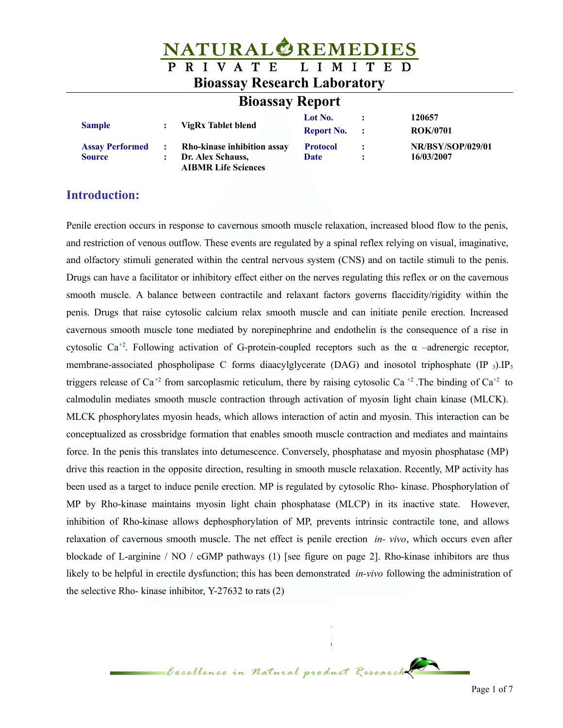# NATURAL REMEDIES PRIVATE LIMITED

## Bioassay Research Laboratory

## Bioassay Report

| | | | | | |
|---|---|---|---|---|---|
| **Sample** | : | **VigRx Tablet blend** | **Lot No.** | : | **120657** |
| | | | **Report No.** | : | **ROK/0701** |
| **Assay Performed** | : | **Rho-kinase inhibition assay** | **Protocol** | : | **NR/BSY/SOP/029/01** |
| **Source** | : | **Dr. Alex Schauss, AIBMR Life Sciences** | **Date** | : | **16/03/2007** |

## Introduction:

Penile erection occurs in response to cavernous smooth muscle relaxation, increased blood flow to the penis, and restriction of venous outflow. These events are regulated by a spinal reflex relying on visual, imaginative, and olfactory stimuli generated within the central nervous system (CNS) and on tactile stimuli to the penis. Drugs can have a facilitator or inhibitory effect either on the nerves regulating this reflex or on the cavernous smooth muscle. A balance between contractile and relaxant factors governs flaccidity/rigidity within the penis. Drugs that raise cytosolic calcium relax smooth muscle and can initiate penile erection. Increased cavernous smooth muscle tone mediated by norepinephrine and endothelin is the consequence of a rise in cytosolic $Ca^{+2}$. Following activation of G-protein-coupled receptors such as the α –adrenergic receptor, membrane-associated phospholipase C forms diaacylglycerate (DAG) and inosotol triphosphate ($IP_3$).$IP_3$ triggers release of $Ca^{+2}$ from sarcoplasmic reticulum, there by raising cytosolic $Ca^{+2}$.The binding of $Ca^{+2}$ to calmodulin mediates smooth muscle contraction through activation of myosin light chain kinase (MLCK). MLCK phosphorylates myosin heads, which allows interaction of actin and myosin. This interaction can be conceptualized as crossbridge formation that enables smooth muscle contraction and mediates and maintains force. In the penis this translates into detumescence. Conversely, phosphatase and myosin phosphatase (MP) drive this reaction in the opposite direction, resulting in smooth muscle relaxation. Recently, MP activity has been used as a target to induce penile erection. MP is regulated by cytosolic Rho- kinase. Phosphorylation of MP by Rho-kinase maintains myosin light chain phosphatase (MLCP) in its inactive state. However, inhibition of Rho-kinase allows dephosphorylation of MP, prevents intrinsic contractile tone, and allows relaxation of cavernous smooth muscle. The net effect is penile erection *in- vivo*, which occurs even after blockade of L-arginine / NO / cGMP pathways (1) [see figure on page 2]. Rho-kinase inhibitors are thus likely to be helpful in erectile dysfunction; this has been demonstrated *in-vivo* following the administration of the selective Rho- kinase inhibitor, Y-27632 to rats (2)

*Excellence in Natural product Research*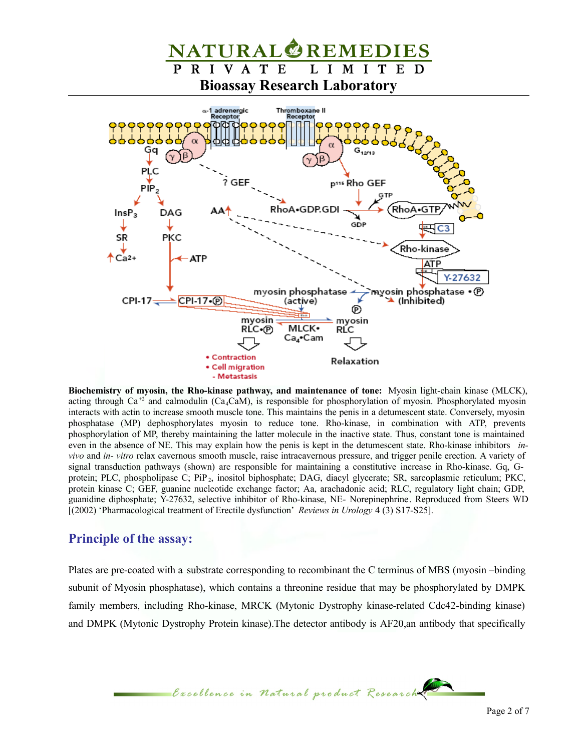**Biochemistry of myosin, the Rho-kinase pathway, and maintenance of tone:** Myosin light-chain kinase (MLCK), acting through $Ca^{+2}$ and calmodulin ($Ca_4CaM$), is responsible for phosphorylation of myosin. Phosphorylated myosin interacts with actin to increase smooth muscle tone. This maintains the penis in a detumescent state. Conversely, myosin phosphatase (MP) dephosphorylates myosin to reduce tone. Rho-kinase, in combination with ATP, prevents phosphorylation of MP, thereby maintaining the latter molecule in the inactive state. Thus, constant tone is maintained even in the absence of NE. This may explain how the penis is kept in the detumescent state. Rho-kinase inhibitors *in-vivo* and *in- vitro* relax cavernous smooth muscle, raise intracavernous pressure, and trigger penile erection. A variety of signal transduction pathways (shown) are responsible for maintaining a constitutive increase in Rho-kinase. Gq, G-protein; PLC, phospholipase C; $PiP_2$, inositol biphosphate; DAG, diacyl glycerate; SR, sarcoplasmic reticulum; PKC, protein kinase C; GEF, guanine nucleotide exchange factor; Aa, arachadonic acid; RLC, regulatory light chain; GDP, guanidine diphosphate; Y-27632, selective inhibitor of Rho-kinase, NE- Norepinephrine. Reproduced from Steers WD [(2002) 'Pharmacological treatment of Erectile dysfunction' *Reviews in Urology* 4 (3) S17-S25].

## Principle of the assay:

Plates are pre-coated with a substrate corresponding to recombinant the C terminus of MBS (myosin –binding subunit of Myosin phosphatase), which contains a threonine residue that may be phosphorylated by DMPK family members, including Rho-kinase, MRCK (Mytonic Dystrophy kinase-related Cdc42-binding kinase) and DMPK (Mytonic Dystrophy Protein kinase).The detector antibody is AF20,an antibody that specifically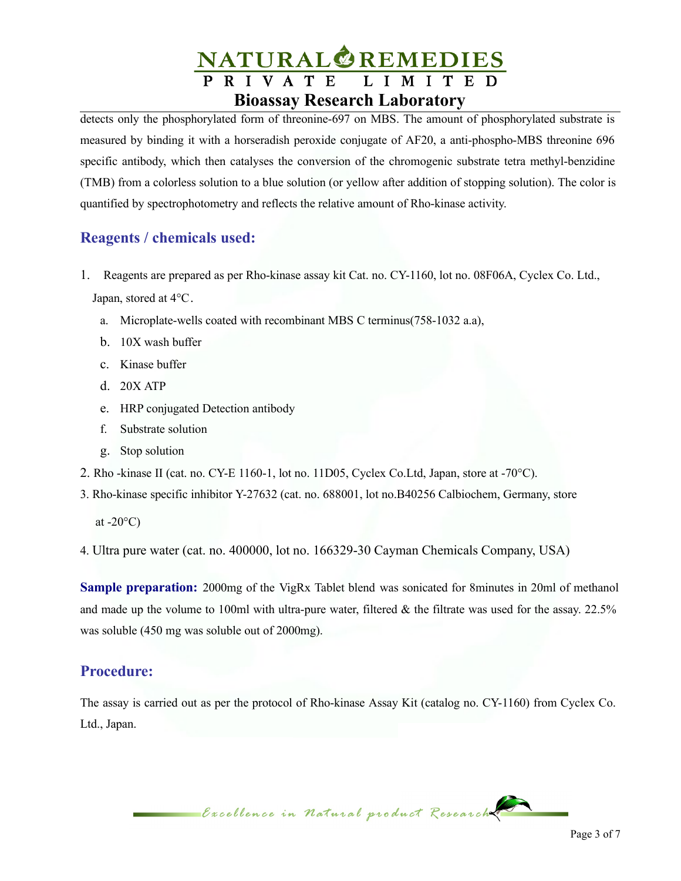detects only the phosphorylated form of threonine-697 on MBS. The amount of phosphorylated substrate is measured by binding it with a horseradish peroxide conjugate of AF20, a anti-phospho-MBS threonine 696 specific antibody, which then catalyses the conversion of the chromogenic substrate tetra methyl-benzidine (TMB) from a colorless solution to a blue solution (or yellow after addition of stopping solution). The color is quantified by spectrophotometry and reflects the relative amount of Rho-kinase activity.

## Reagents / chemicals used:

1. Reagents are prepared as per Rho-kinase assay kit Cat. no. CY-1160, lot no. 08F06A, Cyclex Co. Ltd., Japan, stored at 4°C.
   a. Microplate-wells coated with recombinant MBS C terminus(758-1032 a.a),
   b. 10X wash buffer
   c. Kinase buffer
   d. 20X ATP
   e. HRP conjugated Detection antibody
   f. Substrate solution
   g. Stop solution
2. Rho -kinase II (cat. no. CY-E 1160-1, lot no. 11D05, Cyclex Co.Ltd, Japan, store at -70°C).
3. Rho-kinase specific inhibitor Y-27632 (cat. no. 688001, lot no.B40256 Calbiochem, Germany, store at -20°C)
4. Ultra pure water (cat. no. 400000, lot no. 166329-30 Cayman Chemicals Company, USA)

**Sample preparation:** 2000mg of the VigRx Tablet blend was sonicated for 8minutes in 20ml of methanol and made up the volume to 100ml with ultra-pure water, filtered & the filtrate was used for the assay. 22.5% was soluble (450 mg was soluble out of 2000mg).

## Procedure:

The assay is carried out as per the protocol of Rho-kinase Assay Kit (catalog no. CY-1160) from Cyclex Co. Ltd., Japan.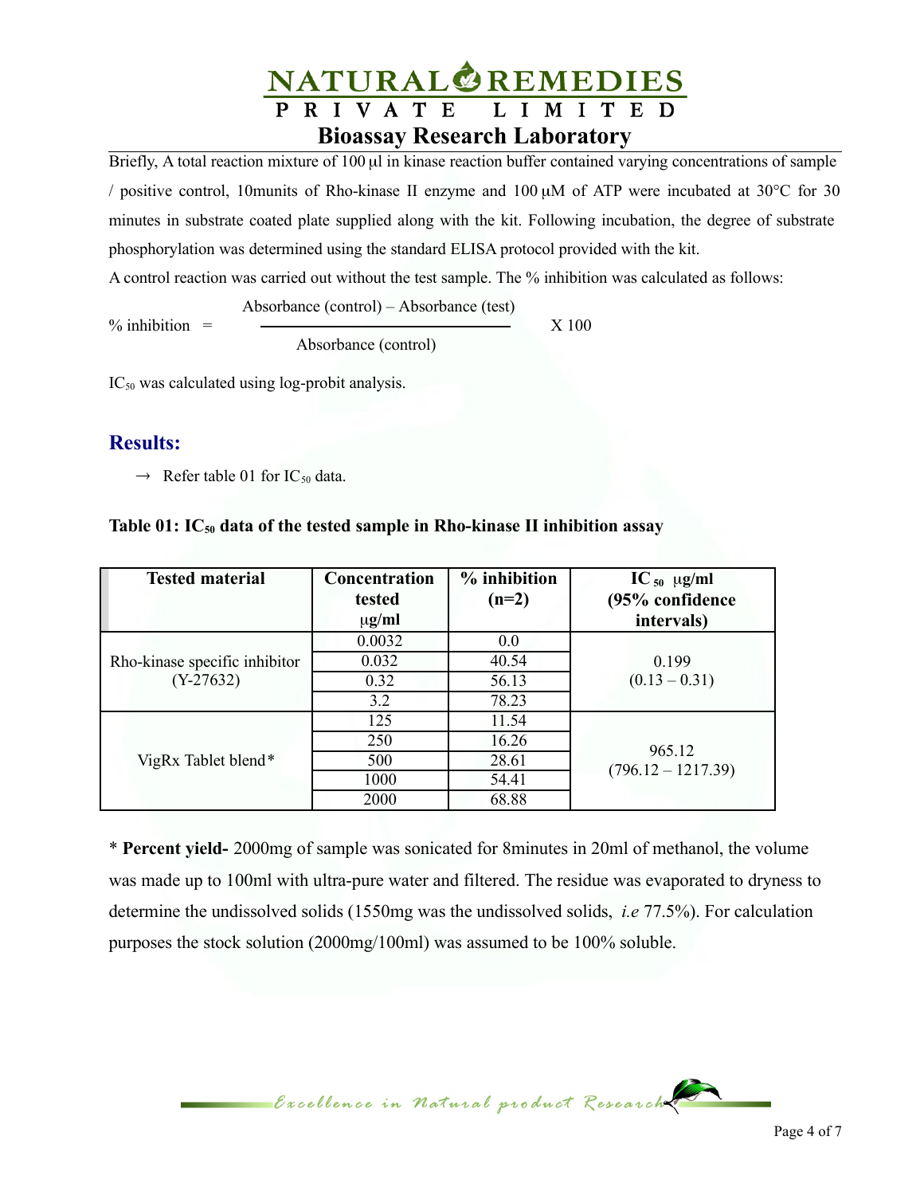Briefly, A total reaction mixture of 100 μl in kinase reaction buffer contained varying concentrations of sample / positive control, 10munits of Rho-kinase II enzyme and 100 μM of ATP were incubated at 30°C for 30 minutes in substrate coated plate supplied along with the kit. Following incubation, the degree of substrate phosphorylation was determined using the standard ELISA protocol provided with the kit.

A control reaction was carried out without the test sample. The % inhibition was calculated as follows:

$$\% \text{ inhibition} = \frac{\text{Absorbance (control)} - \text{Absorbance (test)}}{\text{Absorbance (control)}} \times 100$$

$IC_{50}$ was calculated using log-probit analysis.

## Results:

→ Refer table 01 for $IC_{50}$ data.

**Table 01: $IC_{50}$ data of the tested sample in Rho-kinase II inhibition assay**

| Tested material | Concentration tested μg/ml | % inhibition (n=2) | $IC_{50}$ μg/ml (95% confidence intervals) |
|---|---|---|---|
| Rho-kinase specific inhibitor (Y-27632) | 0.0032 | 0.0 | 0.199 (0.13 – 0.31) |
| | 0.032 | 40.54 | |
| | 0.32 | 56.13 | |
| | 3.2 | 78.23 | |
| VigRx Tablet blend* | 125 | 11.54 | 965.12 (796.12 – 1217.39) |
| | 250 | 16.26 | |
| | 500 | 28.61 | |
| | 1000 | 54.41 | |
| | 2000 | 68.88 | |

\* **Percent yield-** 2000mg of sample was sonicated for 8minutes in 20ml of methanol, the volume was made up to 100ml with ultra-pure water and filtered. The residue was evaporated to dryness to determine the undissolved solids (1550mg was the undissolved solids, *i.e* 77.5%). For calculation purposes the stock solution (2000mg/100ml) was assumed to be 100% soluble.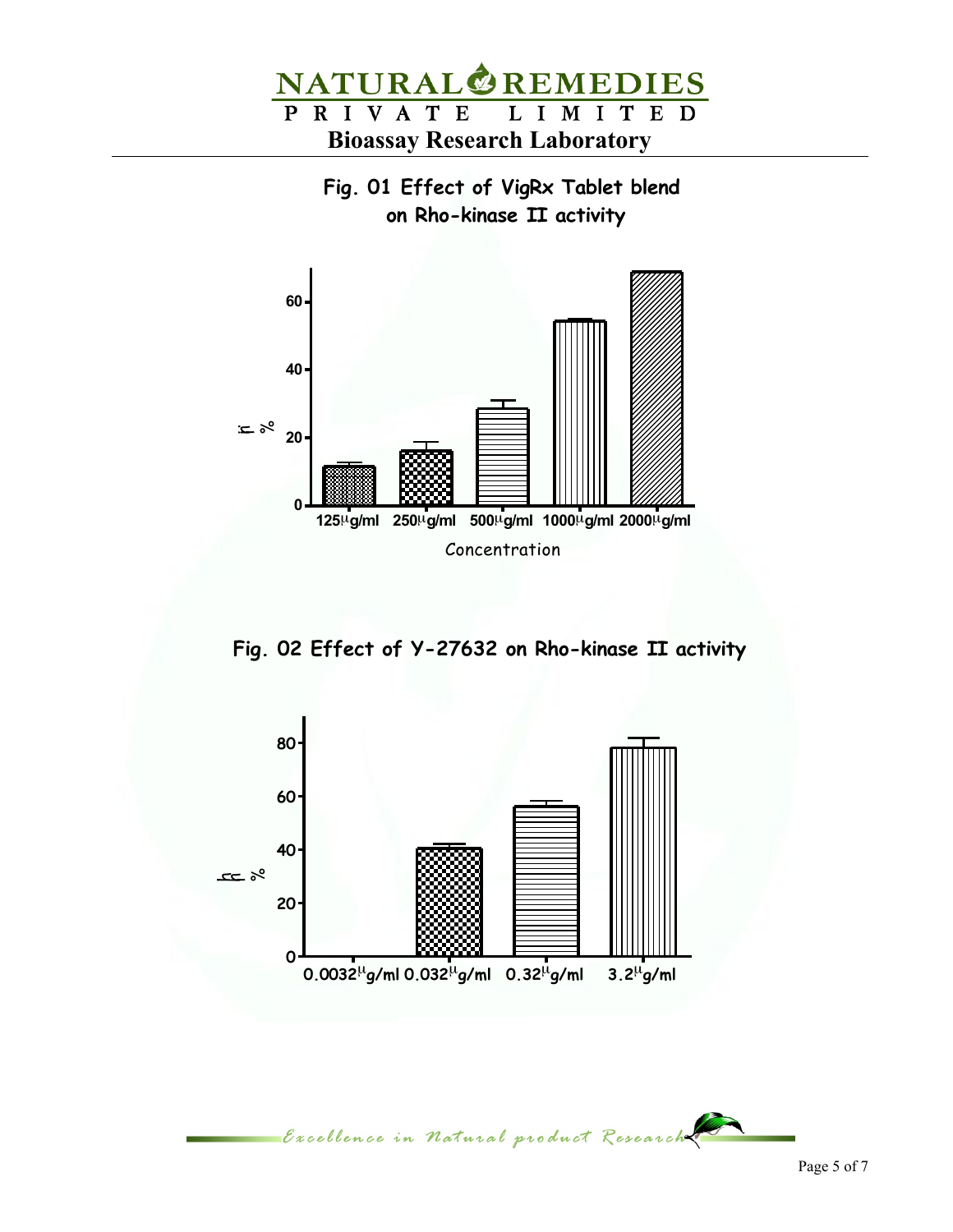### Fig. 01 Effect of VigRx Tablet blend on Rho-kinase II activity

% Inhibition

| Concentration | 125µg/ml | 250µg/ml | 500µg/ml | 1000µg/ml | 2000µg/ml |
|---|---|---|---|---|---|

Concentration

### Fig. 02 Effect of Y-27632 on Rho-kinase II activity

% Inhibition

| Concentration | 0.0032µg/ml | 0.032µg/ml | 0.32µg/ml | 3.2µg/ml |
|---|---|---|---|---|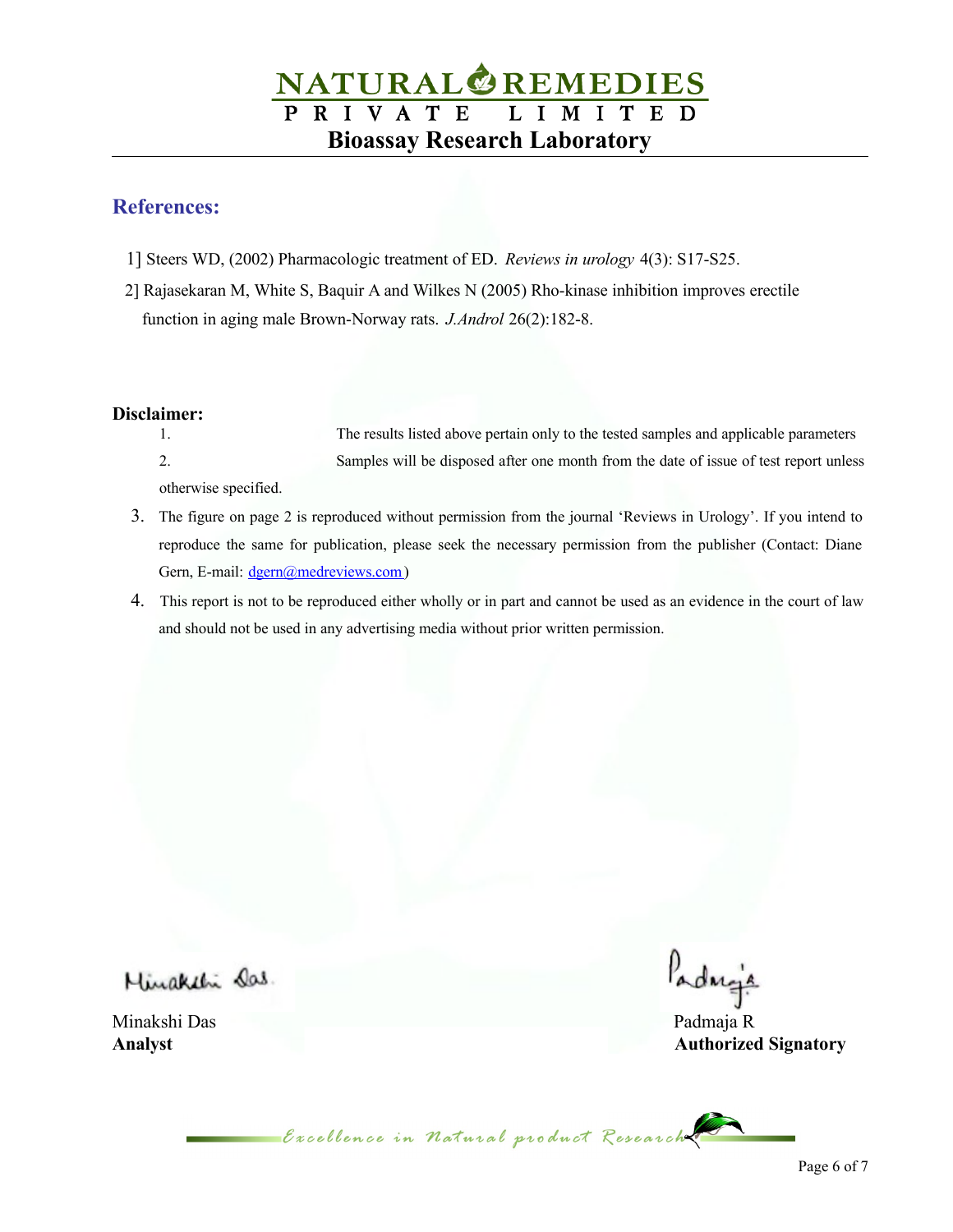## References:

1] Steers WD, (2002) Pharmacologic treatment of ED. *Reviews in urology* 4(3): S17-S25.

2] Rajasekaran M, White S, Baquir A and Wilkes N (2005) Rho-kinase inhibition improves erectile function in aging male Brown-Norway rats. *J.Androl* 26(2):182-8.

**Disclaimer:**

1. The results listed above pertain only to the tested samples and applicable parameters
2. Samples will be disposed after one month from the date of issue of test report unless otherwise specified.
3. The figure on page 2 is reproduced without permission from the journal 'Reviews in Urology'. If you intend to reproduce the same for publication, please seek the necessary permission from the publisher (Contact: Diane Gern, E-mail: dgern@medreviews.com )
4. This report is not to be reproduced either wholly or in part and cannot be used as an evidence in the court of law and should not be used in any advertising media without prior written permission.

Minakshi Das
**Analyst**

Padmaja R
**Authorized Signatory**